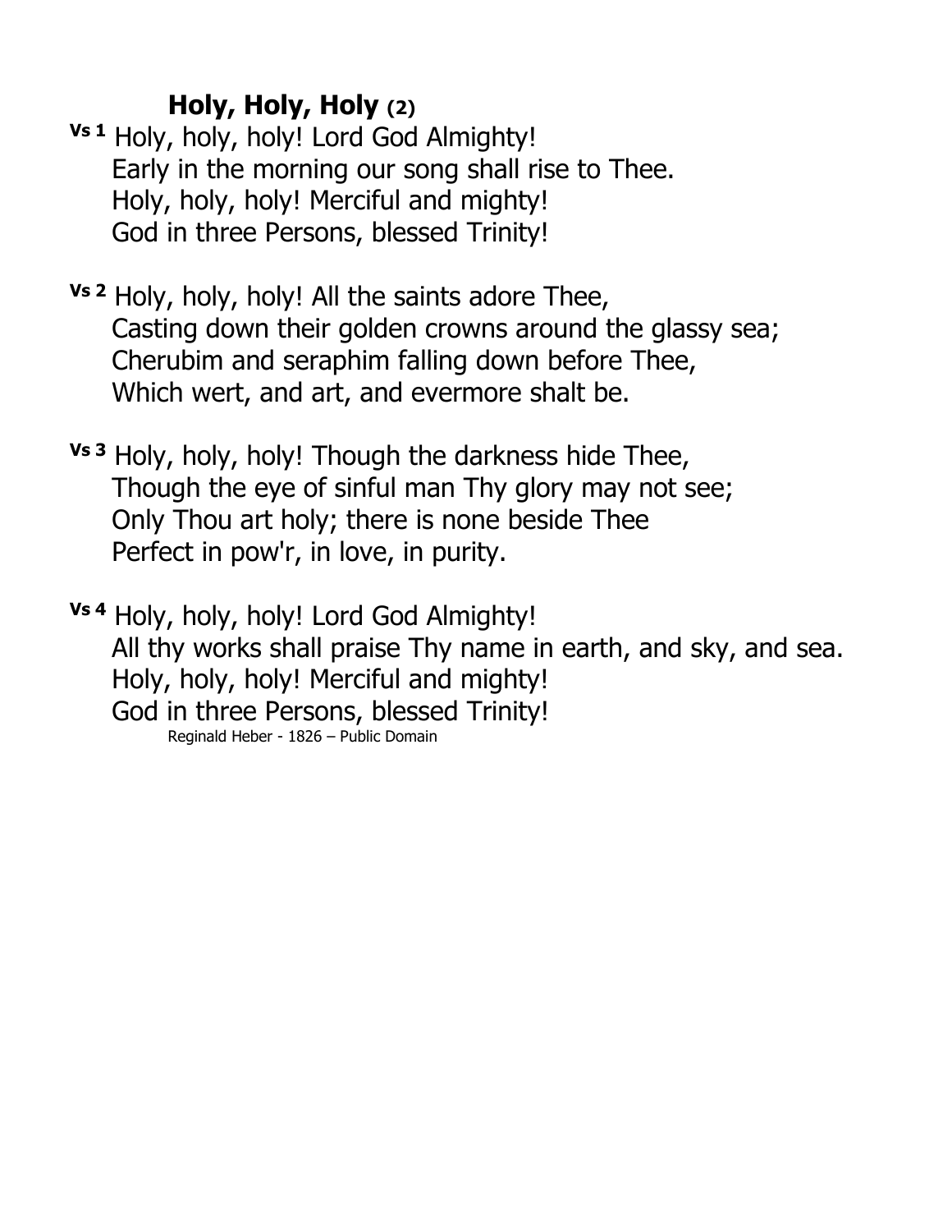## Holy, Holy, Holy (2)

**Vs 1** Holy, holy, holy! Lord God Almighty!
Early in the morning our song shall rise to Thee.
Holy, holy, holy! Merciful and mighty!
God in three Persons, blessed Trinity!

**Vs 2** Holy, holy, holy! All the saints adore Thee,
Casting down their golden crowns around the glassy sea;
Cherubim and seraphim falling down before Thee,
Which wert, and art, and evermore shalt be.

**Vs 3** Holy, holy, holy! Though the darkness hide Thee,
Though the eye of sinful man Thy glory may not see;
Only Thou art holy; there is none beside Thee
Perfect in pow'r, in love, in purity.

**Vs 4** Holy, holy, holy! Lord God Almighty!
All thy works shall praise Thy name in earth, and sky, and sea.
Holy, holy, holy! Merciful and mighty!
God in three Persons, blessed Trinity!

Reginald Heber - 1826 – Public Domain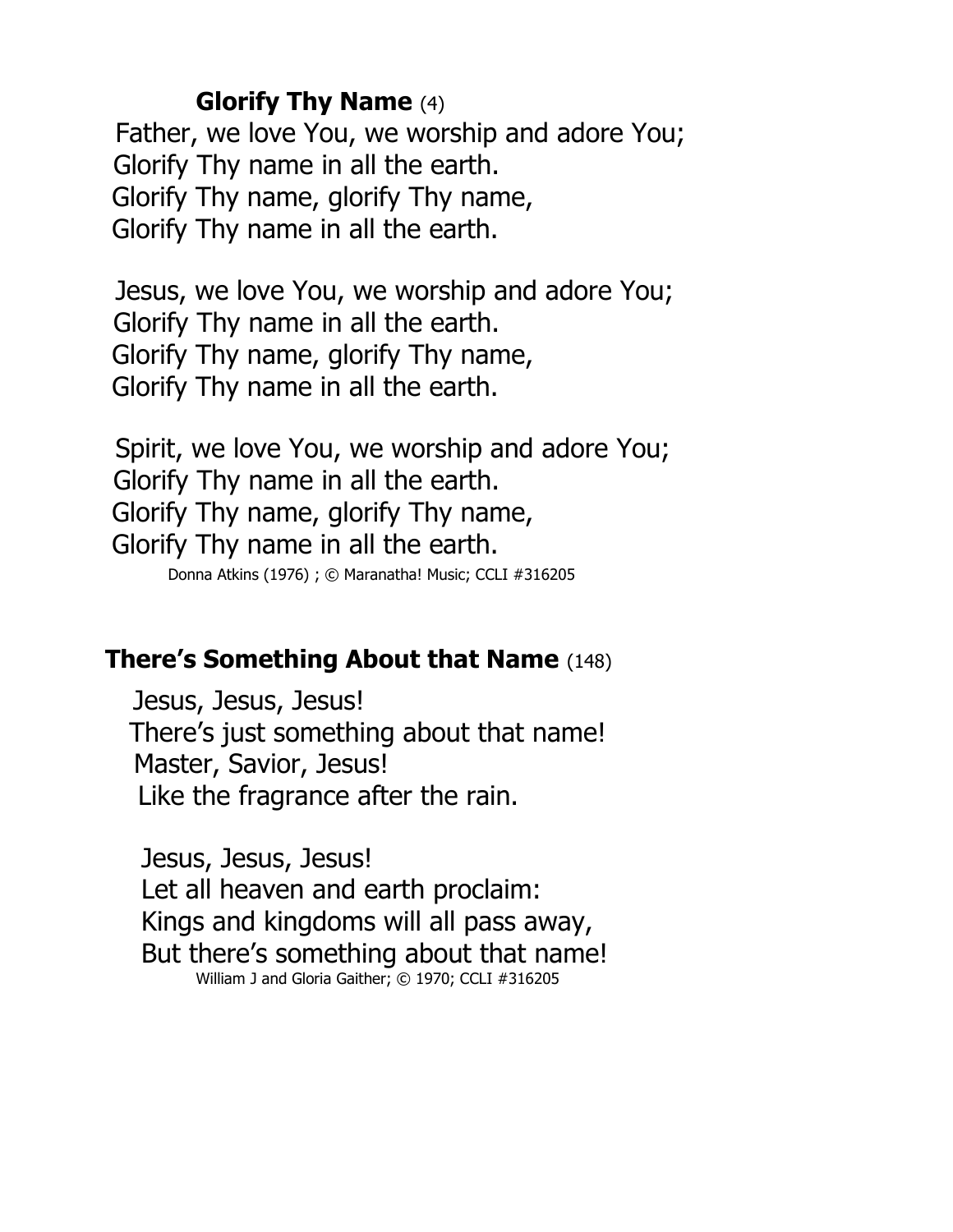**Glorify Thy Name** (4)

Father, we love You, we worship and adore You;
Glorify Thy name in all the earth.
Glorify Thy name, glorify Thy name,
Glorify Thy name in all the earth.

Jesus, we love You, we worship and adore You;
Glorify Thy name in all the earth.
Glorify Thy name, glorify Thy name,
Glorify Thy name in all the earth.

Spirit, we love You, we worship and adore You;
Glorify Thy name in all the earth.
Glorify Thy name, glorify Thy name,
Glorify Thy name in all the earth.

Donna Atkins (1976) ; © Maranatha! Music; CCLI #316205

**There's Something About that Name** (148)

Jesus, Jesus, Jesus!
There's just something about that name!
Master, Savior, Jesus!
Like the fragrance after the rain.

Jesus, Jesus, Jesus!
Let all heaven and earth proclaim:
Kings and kingdoms will all pass away,
But there's something about that name!

William J and Gloria Gaither; © 1970; CCLI #316205